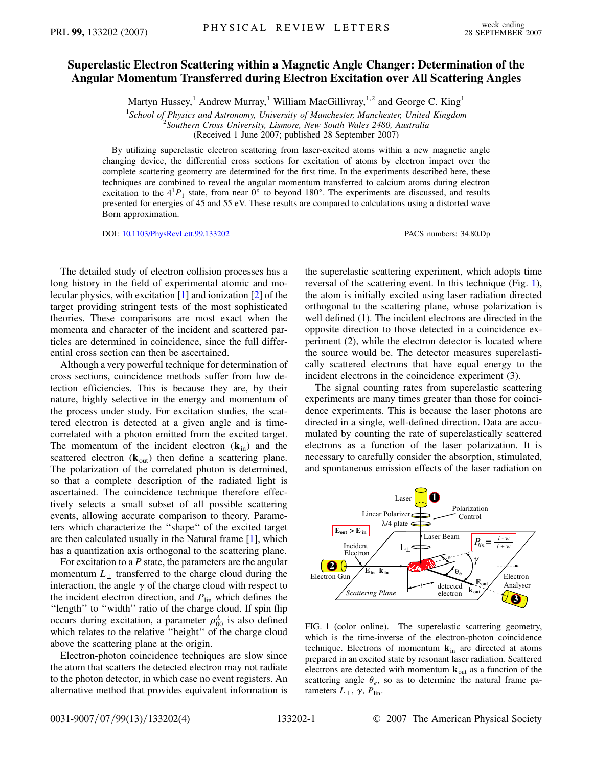# Superelastic Electron Scattering within a Magnetic Angle Changer: Determination of the Angular Momentum Transferred during Electron Excitation over All Scattering Angles

Martyn Hussey,[1] Andrew Murray,[1] William MacGillivray,[1,2] and George C. King[1]

[1] *School of Physics and Astronomy, University of Manchester, Manchester, United Kingdom*
[2] *Southern Cross University, Lismore, New South Wales 2480, Australia*

(Received 1 June 2007; published 28 September 2007)

By utilizing superelastic electron scattering from laser-excited atoms within a new magnetic angle changing device, the differential cross sections for excitation of atoms by electron impact over the complete scattering geometry are determined for the first time. In the experiments described here, these techniques are combined to reveal the angular momentum transferred to calcium atoms during electron excitation to the $4^1P_1$ state, from near 0° to beyond 180°. The experiments are discussed, and results presented for energies of 45 and 55 eV. These results are compared to calculations using a distorted wave Born approximation.

DOI: 10.1103/PhysRevLett.99.133202

PACS numbers: 34.80.Dp

The detailed study of electron collision processes has a long history in the field of experimental atomic and molecular physics, with excitation [1] and ionization [2] of the target providing stringent tests of the most sophisticated theories. These comparisons are most exact when the momenta and character of the incident and scattered particles are determined in coincidence, since the full differential cross section can then be ascertained.

Although a very powerful technique for determination of cross sections, coincidence methods suffer from low detection efficiencies. This is because they are, by their nature, highly selective in the energy and momentum of the process under study. For excitation studies, the scattered electron is detected at a given angle and is time-correlated with a photon emitted from the excited target. The momentum of the incident electron ($\mathbf{k}_{in}$) and the scattered electron ($\mathbf{k}_{out}$) then define a scattering plane. The polarization of the correlated photon is determined, so that a complete description of the radiated light is ascertained. The coincidence technique therefore effectively selects a small subset of all possible scattering events, allowing accurate comparison to theory. Parameters which characterize the ''shape'' of the excited target are then calculated usually in the Natural frame [1], which has a quantization axis orthogonal to the scattering plane.

For excitation to a *P* state, the parameters are the angular momentum $L_\perp$ transferred to the charge cloud during the interaction, the angle $\gamma$ of the charge cloud with respect to the incident electron direction, and $P_{lin}$ which defines the ''length'' to ''width'' ratio of the charge cloud. If spin flip occurs during excitation, a parameter $\rho_{00}^A$ is also defined which relates to the relative ''height'' of the charge cloud above the scattering plane at the origin.

Electron-photon coincidence techniques are slow since the atom that scatters the detected electron may not radiate to the photon detector, in which case no event registers. An alternative method that provides equivalent information is the superelastic scattering experiment, which adopts time reversal of the scattering event. In this technique (Fig. 1), the atom is initially excited using laser radiation directed orthogonal to the scattering plane, whose polarization is well defined (1). The incident electrons are directed in the opposite direction to those detected in a coincidence experiment (2), while the electron detector is located where the source would be. The detector measures superelastically scattered electrons that have equal energy to the incident electrons in the coincidence experiment (3).

The signal counting rates from superelastic scattering experiments are many times greater than those for coincidence experiments. This is because the laser photons are directed in a single, well-defined direction. Data are accumulated by counting the rate of superelastically scattered electrons as a function of the laser polarization. It is necessary to carefully consider the absorption, stimulated, and spontaneous emission effects of the laser radiation on

FIG. 1 (color online). The superelastic scattering geometry, which is the time-inverse of the electron-photon coincidence technique. Electrons of momentum $\mathbf{k}_{in}$ are directed at atoms prepared in an excited state by resonant laser radiation. Scattered electrons are detected with momentum $\mathbf{k}_{out}$ as a function of the scattering angle $\theta_e$, so as to determine the natural frame parameters $L_\perp$, $\gamma$, $P_{lin}$.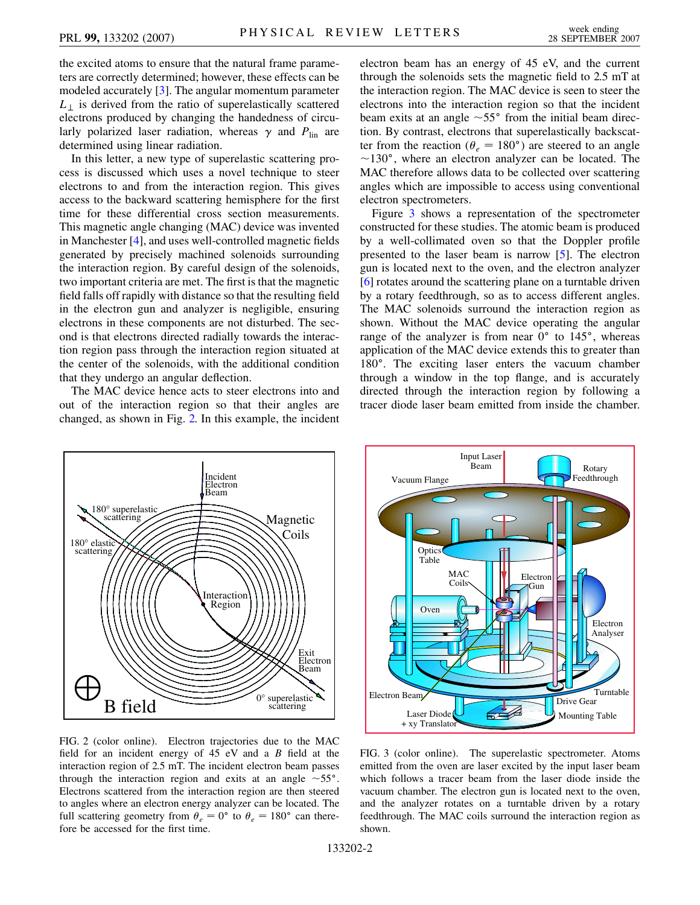the excited atoms to ensure that the natural frame parameters are correctly determined; however, these effects can be modeled accurately [3]. The angular momentum parameter $L_\perp$ is derived from the ratio of superelastically scattered electrons produced by changing the handedness of circularly polarized laser radiation, whereas $\gamma$ and $P_{\mathrm{lin}}$ are determined using linear radiation.

In this letter, a new type of superelastic scattering process is discussed which uses a novel technique to steer electrons to and from the interaction region. This gives access to the backward scattering hemisphere for the first time for these differential cross section measurements. This magnetic angle changing (MAC) device was invented in Manchester [4], and uses well-controlled magnetic fields generated by precisely machined solenoids surrounding the interaction region. By careful design of the solenoids, two important criteria are met. The first is that the magnetic field falls off rapidly with distance so that the resulting field in the electron gun and analyzer is negligible, ensuring electrons in these components are not disturbed. The second is that electrons directed radially towards the interaction region pass through the interaction region situated at the center of the solenoids, with the additional condition that they undergo an angular deflection.

The MAC device hence acts to steer electrons into and out of the interaction region so that their angles are changed, as shown in Fig. 2. In this example, the incident electron beam has an energy of 45 eV, and the current through the solenoids sets the magnetic field to 2.5 mT at the interaction region. The MAC device is seen to steer the electrons into the interaction region so that the incident beam exits at an angle $\sim 55°$ from the initial beam direction. By contrast, electrons that superelastically backscatter from the reaction ($\theta_e = 180°$) are steered to an angle $\sim 130°$, where an electron analyzer can be located. The MAC therefore allows data to be collected over scattering angles which are impossible to access using conventional electron spectrometers.

Figure 3 shows a representation of the spectrometer constructed for these studies. The atomic beam is produced by a well-collimated oven so that the Doppler profile presented to the laser beam is narrow [5]. The electron gun is located next to the oven, and the electron analyzer [6] rotates around the scattering plane on a turntable driven by a rotary feedthrough, so as to access different angles. The MAC solenoids surround the interaction region as shown. Without the MAC device operating the angular range of the analyzer is from near 0° to 145°, whereas application of the MAC device extends this to greater than 180°. The exciting laser enters the vacuum chamber through a window in the top flange, and is accurately directed through the interaction region by following a tracer diode laser beam emitted from inside the chamber.

FIG. 2 (color online). Electron trajectories due to the MAC field for an incident energy of 45 eV and a $B$ field at the interaction region of 2.5 mT. The incident electron beam passes through the interaction region and exits at an angle $\sim 55°$. Electrons scattered from the interaction region are then steered to angles where an electron energy analyzer can be located. The full scattering geometry from $\theta_e = 0°$ to $\theta_e = 180°$ can therefore be accessed for the first time.

FIG. 3 (color online). The superelastic spectrometer. Atoms emitted from the oven are laser excited by the input laser beam which follows a tracer beam from the laser diode inside the vacuum chamber. The electron gun is located next to the oven, and the analyzer rotates on a turntable driven by a rotary feedthrough. The MAC coils surround the interaction region as shown.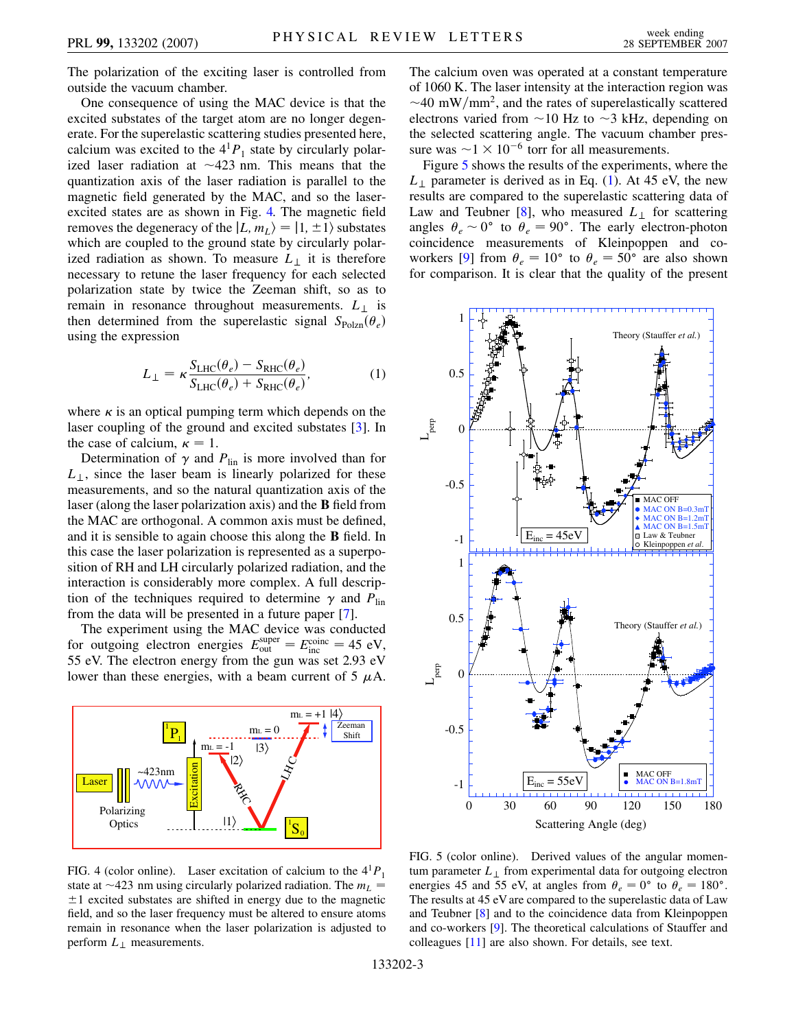The polarization of the exciting laser is controlled from outside the vacuum chamber.

One consequence of using the MAC device is that the excited substates of the target atom are no longer degenerate. For the superelastic scattering studies presented here, calcium was excited to the $4^1P_1$ state by circularly polarized laser radiation at ~423 nm. This means that the quantization axis of the laser radiation is parallel to the magnetic field generated by the MAC, and so the laser-excited states are as shown in Fig. 4. The magnetic field removes the degeneracy of the $|L, m_L\rangle = |1, \pm 1\rangle$ substates which are coupled to the ground state by circularly polarized radiation as shown. To measure $L_\perp$ it is therefore necessary to retune the laser frequency for each selected polarization state by twice the Zeeman shift, so as to remain in resonance throughout measurements. $L_\perp$ is then determined from the superelastic signal $S_{\text{Polzn}}(\theta_e)$ using the expression

$$L_\perp = \kappa \frac{S_{\text{LHC}}(\theta_e) - S_{\text{RHC}}(\theta_e)}{S_{\text{LHC}}(\theta_e) + S_{\text{RHC}}(\theta_e)}, \quad (1)$$

where $\kappa$ is an optical pumping term which depends on the laser coupling of the ground and excited substates [3]. In the case of calcium, $\kappa = 1$.

Determination of $\gamma$ and $P_{\text{lin}}$ is more involved than for $L_\perp$, since the laser beam is linearly polarized for these measurements, and so the natural quantization axis of the laser (along the laser polarization axis) and the **B** field from the MAC are orthogonal. A common axis must be defined, and it is sensible to again choose this along the **B** field. In this case the laser polarization is represented as a superposition of RH and LH circularly polarized radiation, and the interaction is considerably more complex. A full description of the techniques required to determine $\gamma$ and $P_{\text{lin}}$ from the data will be presented in a future paper [7].

The experiment using the MAC device was conducted for outgoing electron energies $E_{\text{out}}^{\text{super}} = E_{\text{inc}}^{\text{coinc}} = 45$ eV, 55 eV. The electron energy from the gun was set 2.93 eV lower than these energies, with a beam current of 5 $\mu$A.

FIG. 4 (color online). Laser excitation of calcium to the $4^1P_1$ state at ~423 nm using circularly polarized radiation. The $m_L = \pm 1$ excited substates are shifted in energy due to the magnetic field, and so the laser frequency must be altered to ensure atoms remain in resonance when the laser polarization is adjusted to perform $L_\perp$ measurements.

The calcium oven was operated at a constant temperature of 1060 K. The laser intensity at the interaction region was ~40 mW/mm$^2$, and the rates of superelastically scattered electrons varied from ~10 Hz to ~3 kHz, depending on the selected scattering angle. The vacuum chamber pressure was ~$1 \times 10^{-6}$ torr for all measurements.

Figure 5 shows the results of the experiments, where the $L_\perp$ parameter is derived as in Eq. (1). At 45 eV, the new results are compared to the superelastic scattering data of Law and Teubner [8], who measured $L_\perp$ for scattering angles $\theta_e \sim 0°$ to $\theta_e = 90°$. The early electron-photon coincidence measurements of Kleinpoppen and coworkers [9] from $\theta_e = 10°$ to $\theta_e = 50°$ are also shown for comparison. It is clear that the quality of the present

FIG. 5 (color online). Derived values of the angular momentum parameter $L_\perp$ from experimental data for outgoing electron energies 45 and 55 eV, at angles from $\theta_e = 0°$ to $\theta_e = 180°$. The results at 45 eV are compared to the superelastic data of Law and Teubner [8] and to the coincidence data from Kleinpoppen and co-workers [9]. The theoretical calculations of Stauffer and colleagues [11] are also shown. For details, see text.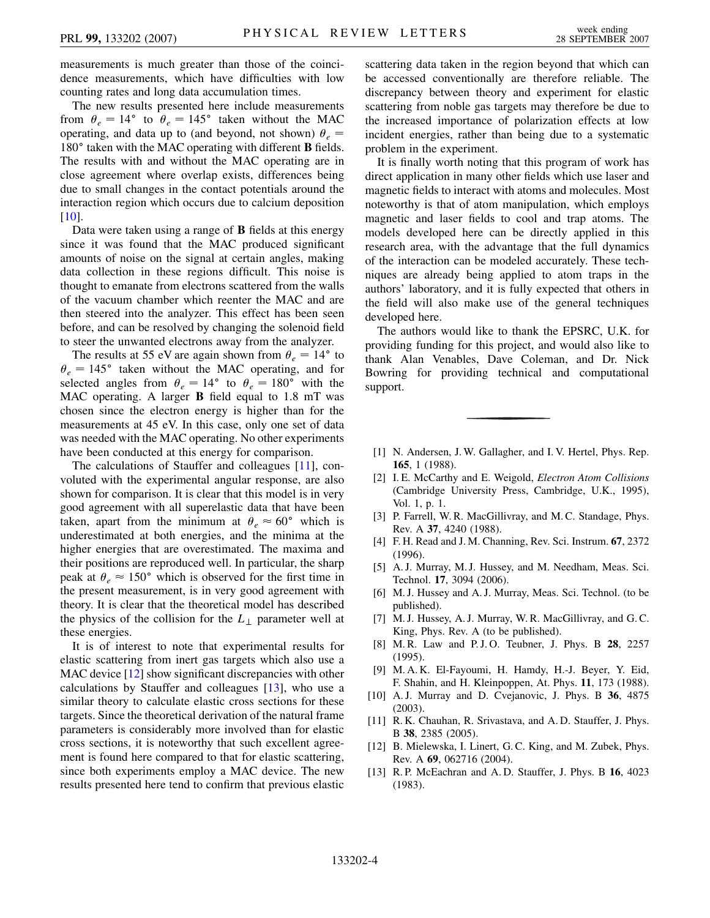measurements is much greater than those of the coincidence measurements, which have difficulties with low counting rates and long data accumulation times.

The new results presented here include measurements from $\theta_e = 14°$ to $\theta_e = 145°$ taken without the MAC operating, and data up to (and beyond, not shown) $\theta_e = 180°$ taken with the MAC operating with different **B** fields. The results with and without the MAC operating are in close agreement where overlap exists, differences being due to small changes in the contact potentials around the interaction region which occurs due to calcium deposition [10].

Data were taken using a range of **B** fields at this energy since it was found that the MAC produced significant amounts of noise on the signal at certain angles, making data collection in these regions difficult. This noise is thought to emanate from electrons scattered from the walls of the vacuum chamber which reenter the MAC and are then steered into the analyzer. This effect has been seen before, and can be resolved by changing the solenoid field to steer the unwanted electrons away from the analyzer.

The results at 55 eV are again shown from $\theta_e = 14°$ to $\theta_e = 145°$ taken without the MAC operating, and for selected angles from $\theta_e = 14°$ to $\theta_e = 180°$ with the MAC operating. A larger **B** field equal to 1.8 mT was chosen since the electron energy is higher than for the measurements at 45 eV. In this case, only one set of data was needed with the MAC operating. No other experiments have been conducted at this energy for comparison.

The calculations of Stauffer and colleagues [11], convoluted with the experimental angular response, are also shown for comparison. It is clear that this model is in very good agreement with all superelastic data that have been taken, apart from the minimum at $\theta_e \approx 60°$ which is underestimated at both energies, and the minima at the higher energies that are overestimated. The maxima and their positions are reproduced well. In particular, the sharp peak at $\theta_e \approx 150°$ which is observed for the first time in the present measurement, is in very good agreement with theory. It is clear that the theoretical model has described the physics of the collision for the $L_\perp$ parameter well at these energies.

It is of interest to note that experimental results for elastic scattering from inert gas targets which also use a MAC device [12] show significant discrepancies with other calculations by Stauffer and colleagues [13], who use a similar theory to calculate elastic cross sections for these targets. Since the theoretical derivation of the natural frame parameters is considerably more involved than for elastic cross sections, it is noteworthy that such excellent agreement is found here compared to that for elastic scattering, since both experiments employ a MAC device. The new results presented here tend to confirm that previous elastic scattering data taken in the region beyond that which can be accessed conventionally are therefore reliable. The discrepancy between theory and experiment for elastic scattering from noble gas targets may therefore be due to the increased importance of polarization effects at low incident energies, rather than being due to a systematic problem in the experiment.

It is finally worth noting that this program of work has direct application in many other fields which use laser and magnetic fields to interact with atoms and molecules. Most noteworthy is that of atom manipulation, which employs magnetic and laser fields to cool and trap atoms. The models developed here can be directly applied in this research area, with the advantage that the full dynamics of the interaction can be modeled accurately. These techniques are already being applied to atom traps in the authors' laboratory, and it is fully expected that others in the field will also make use of the general techniques developed here.

The authors would like to thank the EPSRC, U.K. for providing funding for this project, and would also like to thank Alan Venables, Dave Coleman, and Dr. Nick Bowring for providing technical and computational support.

---

[1] N. Andersen, J. W. Gallagher, and I. V. Hertel, Phys. Rep. **165**, 1 (1988).

[2] I. E. McCarthy and E. Weigold, *Electron Atom Collisions* (Cambridge University Press, Cambridge, U.K., 1995), Vol. 1, p. 1.

[3] P. Farrell, W. R. MacGillivray, and M. C. Standage, Phys. Rev. A **37**, 4240 (1988).

[4] F. H. Read and J. M. Channing, Rev. Sci. Instrum. **67**, 2372 (1996).

[5] A. J. Murray, M. J. Hussey, and M. Needham, Meas. Sci. Technol. **17**, 3094 (2006).

[6] M. J. Hussey and A. J. Murray, Meas. Sci. Technol. (to be published).

[7] M. J. Hussey, A. J. Murray, W. R. MacGillivray, and G. C. King, Phys. Rev. A (to be published).

[8] M. R. Law and P. J. O. Teubner, J. Phys. B **28**, 2257 (1995).

[9] M. A. K. El-Fayoumi, H. Hamdy, H.-J. Beyer, Y. Eid, F. Shahin, and H. Kleinpoppen, At. Phys. **11**, 173 (1988).

[10] A. J. Murray and D. Cvejanovic, J. Phys. B **36**, 4875 (2003).

[11] R. K. Chauhan, R. Srivastava, and A. D. Stauffer, J. Phys. B **38**, 2385 (2005).

[12] B. Mielewska, I. Linert, G. C. King, and M. Zubek, Phys. Rev. A **69**, 062716 (2004).

[13] R. P. McEachran and A. D. Stauffer, J. Phys. B **16**, 4023 (1983).